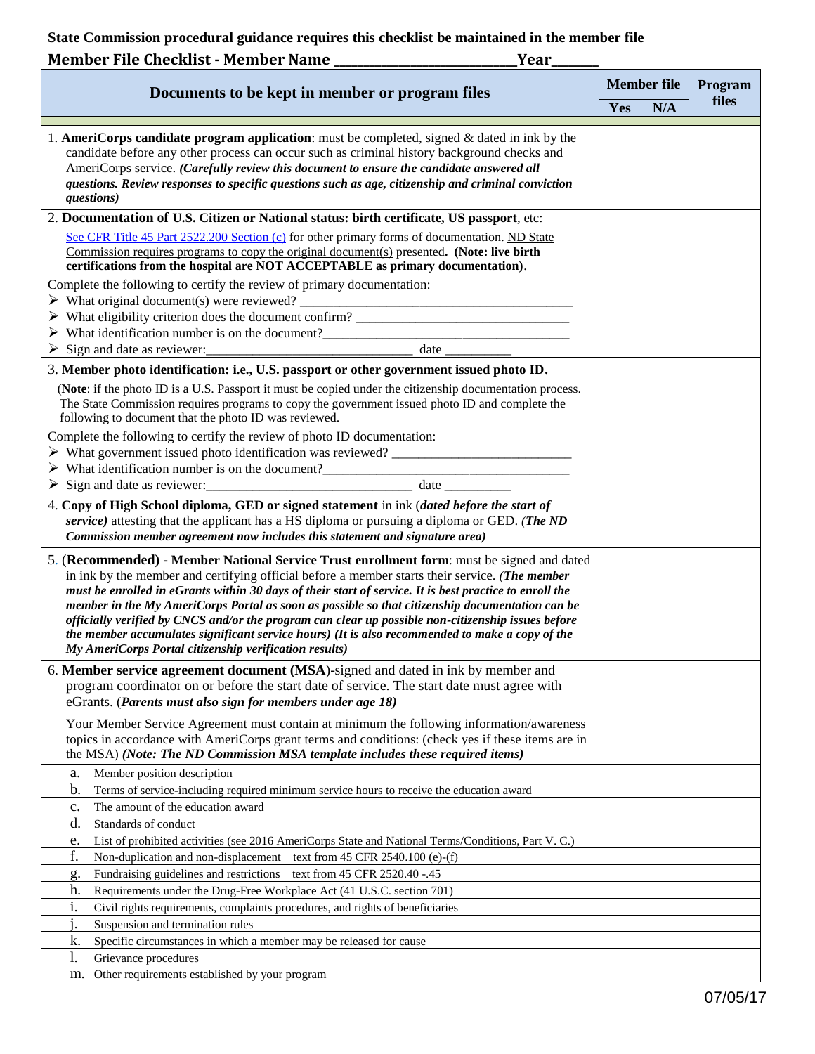**State Commission procedural guidance requires this checklist be maintained in the member file**

## Member File Checklist - Member Name ________________________ Year______

| Documents to be kept in member or program files | Member file | | Program files |
|---|---|---|---|
| | Yes | N/A | |
| 1. **AmeriCorps candidate program application**: must be completed, signed & dated in ink by the candidate before any other process can occur such as criminal history background checks and AmeriCorps service. ***(Carefully review this document to ensure the candidate answered all questions. Review responses to specific questions such as age, citizenship and criminal conviction questions)*** | | | |
| 2. **Documentation of U.S. Citizen or National status: birth certificate, US passport**, etc: See CFR Title 45 Part 2522.200 Section (c) for other primary forms of documentation. ND State Commission requires programs to copy the original document(s) presented. **(Note: live birth certifications from the hospital are NOT ACCEPTABLE as primary documentation)**. Complete the following to certify the review of primary documentation: ➢ What original document(s) were reviewed? ______ ➢ What eligibility criterion does the document confirm? ______ ➢ What identification number is on the document? ______ ➢ Sign and date as reviewer: ______ date ______ | | | |
| 3. **Member photo identification: i.e., U.S. passport or other government issued photo ID.** (**Note**: if the photo ID is a U.S. Passport it must be copied under the citizenship documentation process. The State Commission requires programs to copy the government issued photo ID and complete the following to document that the photo ID was reviewed. Complete the following to certify the review of photo ID documentation: ➢ What government issued photo identification was reviewed? ______ ➢ What identification number is on the document? ______ ➢ Sign and date as reviewer: ______ date ______ | | | |
| 4. **Copy of High School diploma, GED or signed statement** in ink (***dated before the start of service)*** attesting that the applicant has a HS diploma or pursuing a diploma or GED. ***(The ND Commission member agreement now includes this statement and signature area)*** | | | |
| 5. (**Recommended) - Member National Service Trust enrollment form**: must be signed and dated in ink by the member and certifying official before a member starts their service. ***(The member must be enrolled in eGrants within 30 days of their start of service. It is best practice to enroll the member in the My AmeriCorps Portal as soon as possible so that citizenship documentation can be officially verified by CNCS and/or the program can clear up possible non-citizenship issues before the member accumulates significant service hours) (It is also recommended to make a copy of the My AmeriCorps Portal citizenship verification results)*** | | | |
| 6. **Member service agreement document (MSA)**-signed and dated in ink by member and program coordinator on or before the start date of service. The start date must agree with eGrants. (***Parents must also sign for members under age 18)*** Your Member Service Agreement must contain at minimum the following information/awareness topics in accordance with AmeriCorps grant terms and conditions: (check yes if these items are in the MSA) ***(Note: The ND Commission MSA template includes these required items)*** | | | |
| a. Member position description | | | |
| b. Terms of service-including required minimum service hours to receive the education award | | | |
| c. The amount of the education award | | | |
| d. Standards of conduct | | | |
| e. List of prohibited activities (see 2016 AmeriCorps State and National Terms/Conditions, Part V. C.) | | | |
| f. Non-duplication and non-displacement text from 45 CFR 2540.100 (e)-(f) | | | |
| g. Fundraising guidelines and restrictions text from 45 CFR 2520.40 -.45 | | | |
| h. Requirements under the Drug-Free Workplace Act (41 U.S.C. section 701) | | | |
| i. Civil rights requirements, complaints procedures, and rights of beneficiaries | | | |
| j. Suspension and termination rules | | | |
| k. Specific circumstances in which a member may be released for cause | | | |
| l. Grievance procedures | | | |
| m. Other requirements established by your program | | | |

07/05/17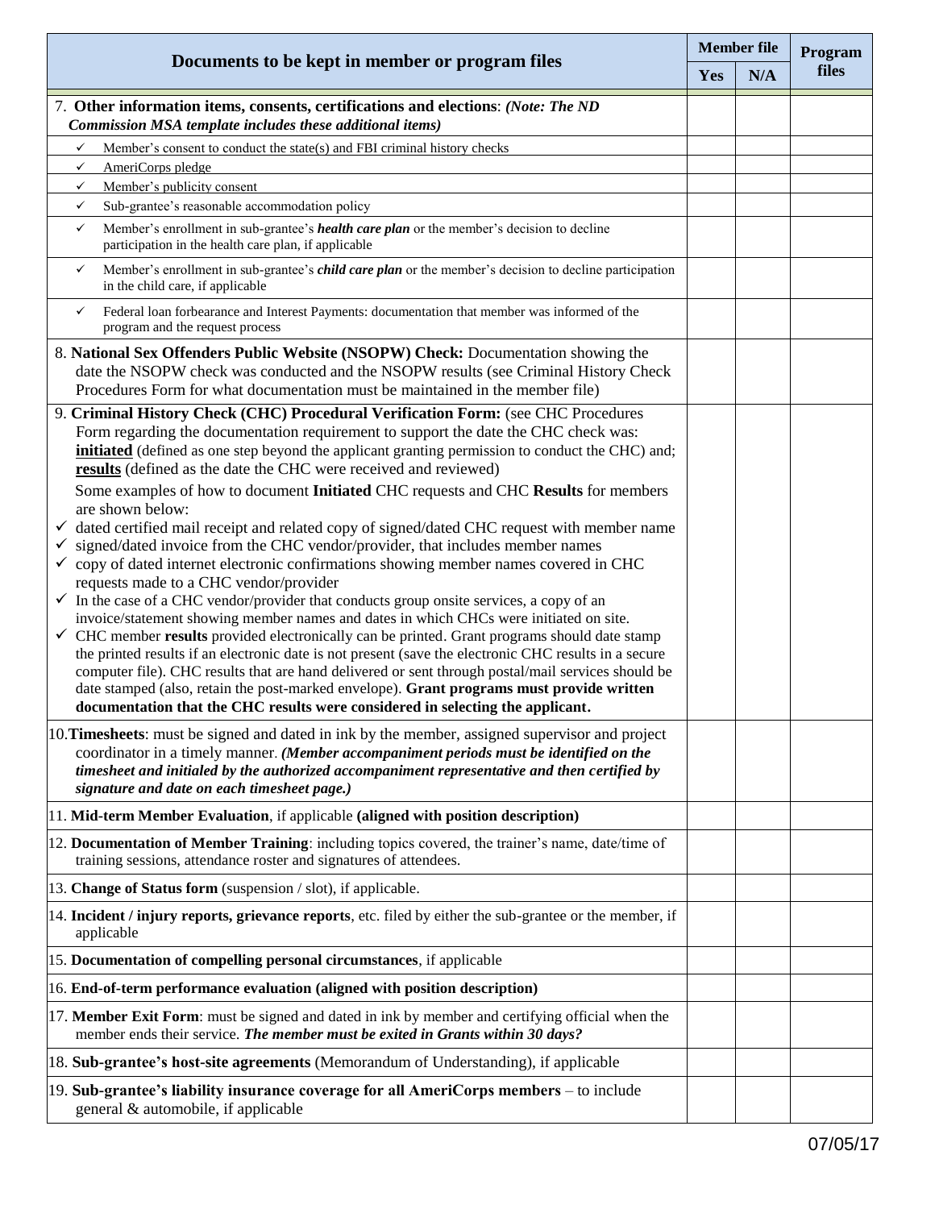| Documents to be kept in member or program files | Member file | | Program files |
|---|---|---|---|
| | Yes | N/A | |
| 7. **Other information items, consents, certifications and elections**: ***(Note: The ND Commission MSA template includes these additional items)*** | | | |
| ✓ Member's consent to conduct the state(s) and FBI criminal history checks | | | |
| ✓ AmeriCorps pledge | | | |
| ✓ Member's publicity consent | | | |
| ✓ Sub-grantee's reasonable accommodation policy | | | |
| ✓ Member's enrollment in sub-grantee's ***health care plan*** or the member's decision to decline participation in the health care plan, if applicable | | | |
| ✓ Member's enrollment in sub-grantee's ***child care plan*** or the member's decision to decline participation in the child care, if applicable | | | |
| ✓ Federal loan forbearance and Interest Payments: documentation that member was informed of the program and the request process | | | |
| 8. **National Sex Offenders Public Website (NSOPW) Check:** Documentation showing the date the NSOPW check was conducted and the NSOPW results (see Criminal History Check Procedures Form for what documentation must be maintained in the member file) | | | |
| 9. **Criminal History Check (CHC) Procedural Verification Form:** (see CHC Procedures Form regarding the documentation requirement to support the date the CHC check was: **initiated** (defined as one step beyond the applicant granting permission to conduct the CHC) and; **results** (defined as the date the CHC were received and reviewed)<br>Some examples of how to document **Initiated** CHC requests and CHC **Results** for members are shown below:<br>✓ dated certified mail receipt and related copy of signed/dated CHC request with member name<br>✓ signed/dated invoice from the CHC vendor/provider, that includes member names<br>✓ copy of dated internet electronic confirmations showing member names covered in CHC requests made to a CHC vendor/provider<br>✓ In the case of a CHC vendor/provider that conducts group onsite services, a copy of an invoice/statement showing member names and dates in which CHCs were initiated on site.<br>✓ CHC member **results** provided electronically can be printed. Grant programs should date stamp the printed results if an electronic date is not present (save the electronic CHC results in a secure computer file). CHC results that are hand delivered or sent through postal/mail services should be date stamped (also, retain the post-marked envelope). **Grant programs must provide written documentation that the CHC results were considered in selecting the applicant.** | | | |
| 10. **Timesheets**: must be signed and dated in ink by the member, assigned supervisor and project coordinator in a timely manner. ***(Member accompaniment periods must be identified on the timesheet and initialed by the authorized accompaniment representative and then certified by signature and date on each timesheet page.)*** | | | |
| 11. **Mid-term Member Evaluation**, if applicable **(aligned with position description)** | | | |
| 12. **Documentation of Member Training**: including topics covered, the trainer's name, date/time of training sessions, attendance roster and signatures of attendees. | | | |
| 13. **Change of Status form** (suspension / slot), if applicable. | | | |
| 14. **Incident / injury reports, grievance reports**, etc. filed by either the sub-grantee or the member, if applicable | | | |
| 15. **Documentation of compelling personal circumstances**, if applicable | | | |
| 16. **End-of-term performance evaluation (aligned with position description)** | | | |
| 17. **Member Exit Form**: must be signed and dated in ink by member and certifying official when the member ends their service. ***The member must be exited in Grants within 30 days?*** | | | |
| 18. **Sub-grantee's host-site agreements** (Memorandum of Understanding), if applicable | | | |
| 19. **Sub-grantee's liability insurance coverage for all AmeriCorps members** – to include general & automobile, if applicable | | | |

07/05/17